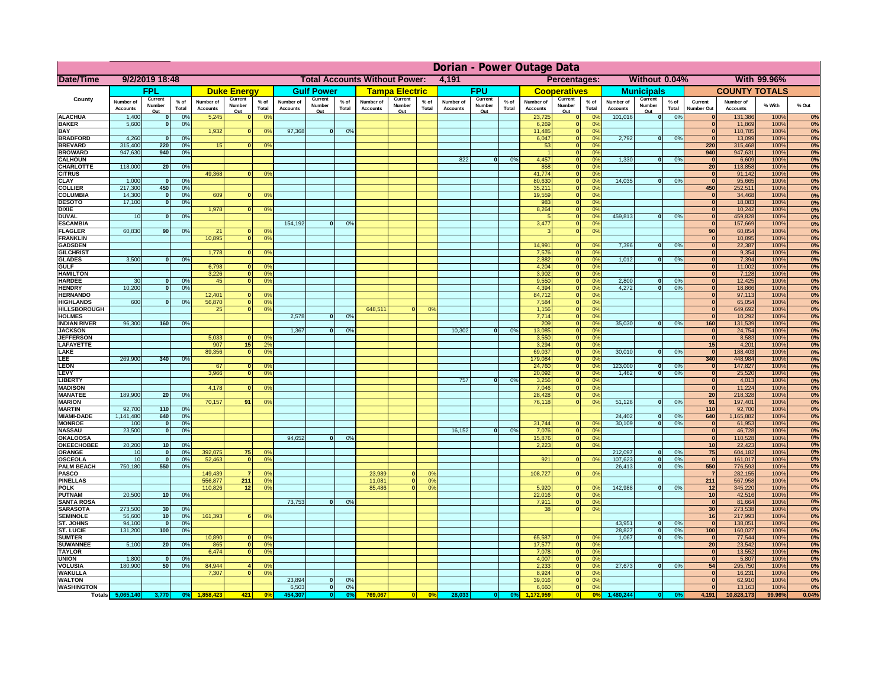# Dorian - Power Outage Data

**Date/Time:** 9/2/2019 18:48 | **Total Accounts Without Power:** 4,191 | **Percentages:** Without 0.04% | With 99.96%

| County | FPL | | | Duke Energy | | | Gulf Power | | | Tampa Electric | | | FPU | | | Cooperatives | | | Municipals | | | COUNTY TOTALS | | | |
|---|---|---|---|---|---|---|---|---|---|---|---|---|---|---|---|---|---|---|---|---|---|---|---|---|---|
| | Number of Accounts | Current Number Out | % of Total | Number of Accounts | Current Number Out | % of Total | Number of Accounts | Current Number Out | % of Total | Number of Accounts | Current Number Out | % of Total | Number of Accounts | Current Number Out | % of Total | Number of Accounts | Current Number Out | % of Total | Number of Accounts | Current Number Out | % of Total | Current Number Out | Number of Accounts | % With | % Out |
| ALACHUA | 1,400 | 0 | 0% | 5,245 | 0 | 0% | | | | | | | | | | 23,725 | 0 | 0% | 101,016 | 0 | 0% | 0 | 131,386 | 100% | 0% |
| BAKER | 5,600 | 0 | 0% | | | | | | | | | | | | | 6,269 | 0 | 0% | | | | 0 | 11,869 | 100% | 0% |
| BAY | | | | 1,932 | 0 | 0% | 97,368 | 0 | 0% | | | | | | | 11,485 | 0 | 0% | | | | 0 | 110,785 | 100% | 0% |
| BRADFORD | 4,260 | 0 | 0% | | | | | | | | | | | | | 6,047 | 0 | 0% | 2,792 | 0 | 0% | 0 | 13,099 | 100% | 0% |
| BREVARD | 315,400 | 220 | 0% | 15 | 0 | 0% | | | | | | | | | | 53 | 0 | 0% | | | | 220 | 315,468 | 100% | 0% |
| BROWARD | 947,630 | 940 | 0% | | | | | | | | | | | | | 1 | 0 | 0% | | | | 940 | 947,631 | 100% | 0% |
| CALHOUN | | | | | | | | | | | | | 822 | 0 | 0% | 4,457 | 0 | 0% | 1,330 | 0 | 0% | 0 | 6,609 | 100% | 0% |
| CHARLOTTE | 118,000 | 20 | 0% | | | | | | | | | | | | | 858 | 0 | 0% | | | | 20 | 118,858 | 100% | 0% |
| CITRUS | | | | 49,368 | 0 | 0% | | | | | | | | | | 41,774 | 0 | 0% | | | | 0 | 91,142 | 100% | 0% |
| CLAY | 1,000 | 0 | 0% | | | | | | | | | | | | | 80,630 | 0 | 0% | 14,035 | 0 | 0% | 0 | 95,665 | 100% | 0% |
| COLLIER | 217,300 | 450 | 0% | | | | | | | | | | | | | 35,211 | 0 | 0% | | | | 450 | 252,511 | 100% | 0% |
| COLUMBIA | 14,300 | 0 | 0% | 609 | 0 | 0% | | | | | | | | | | 19,559 | 0 | 0% | | | | 0 | 34,468 | 100% | 0% |
| DESOTO | 17,100 | 0 | 0% | | | | | | | | | | | | | 983 | 0 | 0% | | | | 0 | 18,083 | 100% | 0% |
| DIXIE | | | | 1,978 | 0 | 0% | | | | | | | | | | 8,264 | 0 | 0% | | | | 0 | 10,242 | 100% | 0% |
| DUVAL | 10 | 0 | 0% | | | | | | | | | | | | | 5 | 0 | 0% | 459,813 | 0 | 0% | 0 | 459,828 | 100% | 0% |
| ESCAMBIA | | | | | | | 154,192 | 0 | 0% | | | | | | | 3,477 | 0 | 0% | | | | 0 | 157,669 | 100% | 0% |
| FLAGLER | 60,830 | 90 | 0% | 21 | 0 | 0% | | | | | | | | | | 3 | 0 | 0% | | | | 90 | 60,854 | 100% | 0% |
| FRANKLIN | | | | 10,895 | 0 | 0% | | | | | | | | | | | | | | | | 0 | 10,895 | 100% | 0% |
| GADSDEN | | | | | | | | | | | | | | | | 14,991 | 0 | 0% | 7,396 | 0 | 0% | 0 | 22,387 | 100% | 0% |
| GILCHRIST | | | | 1,778 | 0 | 0% | | | | | | | | | | 7,576 | 0 | 0% | | | | 0 | 9,354 | 100% | 0% |
| GLADES | 3,500 | 0 | 0% | | | | | | | | | | | | | 2,882 | 0 | 0% | 1,012 | 0 | 0% | 0 | 7,394 | 100% | 0% |
| GULF | | | | 6,798 | 0 | 0% | | | | | | | | | | 4,204 | 0 | 0% | | | | 0 | 11,002 | 100% | 0% |
| HAMILTON | | | | 3,226 | 0 | 0% | | | | | | | | | | 3,902 | 0 | 0% | | | | 0 | 7,128 | 100% | 0% |
| HARDEE | 30 | 0 | 0% | 45 | 0 | 0% | | | | | | | | | | 9,550 | 0 | 0% | 2,800 | 0 | 0% | 0 | 12,425 | 100% | 0% |
| HENDRY | 10,200 | 0 | 0% | | | | | | | | | | | | | 4,394 | 0 | 0% | 4,272 | 0 | 0% | 0 | 18,866 | 100% | 0% |
| HERNANDO | | | | 12,401 | 0 | 0% | | | | | | | | | | 84,712 | 0 | 0% | | | | 0 | 97,113 | 100% | 0% |
| HIGHLANDS | 600 | 0 | 0% | 56,870 | 0 | 0% | | | | | | | | | | 7,584 | 0 | 0% | | | | 0 | 65,054 | 100% | 0% |
| HILLSBOROUGH | | | | 25 | 0 | 0% | | | | 648,511 | 0 | 0% | | | | 1,156 | 0 | 0% | | | | 0 | 649,692 | 100% | 0% |
| HOLMES | | | | | | | 2,578 | 0 | 0% | | | | | | | 7,714 | 0 | 0% | | | | 0 | 10,292 | 100% | 0% |
| INDIAN RIVER | 96,300 | 160 | 0% | | | | | | | | | | | | | 209 | 0 | 0% | 35,030 | 0 | 0% | 160 | 131,539 | 100% | 0% |
| JACKSON | | | | | | | 1,367 | 0 | 0% | | | | 10,302 | 0 | 0% | 13,085 | 0 | 0% | | | | 0 | 24,754 | 100% | 0% |
| JEFFERSON | | | | 5,033 | 0 | 0% | | | | | | | | | | 3,550 | 0 | 0% | | | | 0 | 8,583 | 100% | 0% |
| LAFAYETTE | | | | 907 | 15 | 2% | | | | | | | | | | 3,294 | 0 | 0% | | | | 15 | 4,201 | 100% | 0% |
| LAKE | | | | 89,356 | 0 | 0% | | | | | | | | | | 69,037 | 0 | 0% | 30,010 | 0 | 0% | 0 | 188,403 | 100% | 0% |
| LEE | 269,900 | 340 | 0% | | | | | | | | | | | | | 179,084 | 0 | 0% | | | | 340 | 448,984 | 100% | 0% |
| LEON | | | | 67 | 0 | 0% | | | | | | | | | | 24,760 | 0 | 0% | 123,000 | 0 | 0% | 0 | 147,827 | 100% | 0% |
| LEVY | | | | 3,966 | 0 | 0% | | | | | | | | | | 20,092 | 0 | 0% | 1,462 | 0 | 0% | 0 | 25,520 | 100% | 0% |
| LIBERTY | | | | | | | | | | | | | 757 | 0 | 0% | 3,256 | 0 | 0% | | | | 0 | 4,013 | 100% | 0% |
| MADISON | | | | 4,178 | 0 | 0% | | | | | | | | | | 7,046 | 0 | 0% | | | | 0 | 11,224 | 100% | 0% |
| MANATEE | 189,900 | 20 | 0% | | | | | | | | | | | | | 28,428 | 0 | 0% | | | | 20 | 218,328 | 100% | 0% |
| MARION | | | | 70,157 | 91 | 0% | | | | | | | | | | 76,118 | 0 | 0% | 51,126 | 0 | 0% | 91 | 197,401 | 100% | 0% |
| MARTIN | 92,700 | 110 | 0% | | | | | | | | | | | | | | | | | | | 110 | 92,700 | 100% | 0% |
| MIAMI-DADE | 1,141,480 | 640 | 0% | | | | | | | | | | | | | | | | 24,402 | 0 | 0% | 640 | 1,165,882 | 100% | 0% |
| MONROE | 100 | 0 | 0% | | | | | | | | | | | | | 31,744 | 0 | 0% | 30,109 | 0 | 0% | 0 | 61,953 | 100% | 0% |
| NASSAU | 23,500 | 0 | 0% | | | | | | | | | | 16,152 | 0 | 0% | 7,076 | 0 | 0% | | | | 0 | 46,728 | 100% | 0% |
| OKALOOSA | | | | | | | 94,652 | 0 | 0% | | | | | | | 15,876 | 0 | 0% | | | | 0 | 110,528 | 100% | 0% |
| OKEECHOBEE | 20,200 | 10 | 0% | | | | | | | | | | | | | 2,223 | 0 | 0% | | | | 10 | 22,423 | 100% | 0% |
| ORANGE | 10 | 0 | 0% | 392,075 | 75 | 0% | | | | | | | | | | | | | 212,097 | 0 | 0% | 75 | 604,182 | 100% | 0% |
| OSCEOLA | 10 | 0 | 0% | 52,463 | 0 | 0% | | | | | | | | | | 921 | 0 | 0% | 107,623 | 0 | 0% | 0 | 161,017 | 100% | 0% |
| PALM BEACH | 750,180 | 550 | 0% | | | | | | | | | | | | | | | | 26,413 | 0 | 0% | 550 | 776,593 | 100% | 0% |
| PASCO | | | | 149,439 | 7 | 0% | | | | 23,989 | 0 | 0% | | | | 108,727 | 0 | 0% | | | | 7 | 282,155 | 100% | 0% |
| PINELLAS | | | | 556,877 | 211 | 0% | | | | 11,081 | 0 | 0% | | | | | | | | | | 211 | 567,958 | 100% | 0% |
| POLK | | | | 110,826 | 12 | 0% | | | | 85,486 | 0 | 0% | | | | 5,920 | 0 | 0% | 142,988 | 0 | 0% | 12 | 345,220 | 100% | 0% |
| PUTNAM | 20,500 | 10 | 0% | | | | | | | | | | | | | 22,016 | 0 | 0% | | | | 10 | 42,516 | 100% | 0% |
| SANTA ROSA | | | | | | | 73,753 | 0 | 0% | | | | | | | 7,911 | 0 | 0% | | | | 0 | 81,664 | 100% | 0% |
| SARASOTA | 273,500 | 30 | 0% | | | | | | | | | | | | | 38 | 0 | 0% | | | | 30 | 273,538 | 100% | 0% |
| SEMINOLE | 56,600 | 10 | 0% | 161,393 | 6 | 0% | | | | | | | | | | | | | | | | 16 | 217,993 | 100% | 0% |
| ST. JOHNS | 94,100 | 0 | 0% | | | | | | | | | | | | | | | | 43,951 | 0 | 0% | 0 | 138,051 | 100% | 0% |
| ST. LUCIE | 131,200 | 100 | 0% | | | | | | | | | | | | | | | | 28,827 | 0 | 0% | 100 | 160,027 | 100% | 0% |
| SUMTER | | | | 10,890 | 0 | 0% | | | | | | | | | | 65,587 | 0 | 0% | 1,067 | 0 | 0% | 0 | 77,544 | 100% | 0% |
| SUWANNEE | 5,100 | 20 | 0% | 865 | 0 | 0% | | | | | | | | | | 17,577 | 0 | 0% | | | | 20 | 23,542 | 100% | 0% |
| TAYLOR | | | | 6,474 | 0 | 0% | | | | | | | | | | 7,078 | 0 | 0% | | | | 0 | 13,552 | 100% | 0% |
| UNION | 1,800 | 0 | 0% | | | | | | | | | | | | | 4,007 | 0 | 0% | | | | 0 | 5,807 | 100% | 0% |
| VOLUSIA | 180,900 | 50 | 0% | 84,944 | 4 | 0% | | | | | | | | | | 2,233 | 0 | 0% | 27,673 | 0 | 0% | 54 | 295,750 | 100% | 0% |
| WAKULLA | | | | 7,307 | 0 | 0% | | | | | | | | | | 8,924 | 0 | 0% | | | | 0 | 16,231 | 100% | 0% |
| WALTON | | | | | | | 23,894 | 0 | 0% | | | | | | | 39,016 | 0 | 0% | | | | 0 | 62,910 | 100% | 0% |
| WASHINGTON | | | | | | | 6,503 | 0 | 0% | | | | | | | 6,660 | 0 | 0% | | | | 0 | 13,163 | 100% | 0% |
| Totals | 5,065,140 | 3,770 | 0% | 1,858,423 | 421 | 0% | 454,307 | 0 | 0% | 769,067 | 0 | 0% | 28,033 | 0 | 0% | 1,172,959 | 0 | 0% | 1,480,244 | 0 | 0% | 4,191 | 10,828,173 | 99.96% | 0.04% |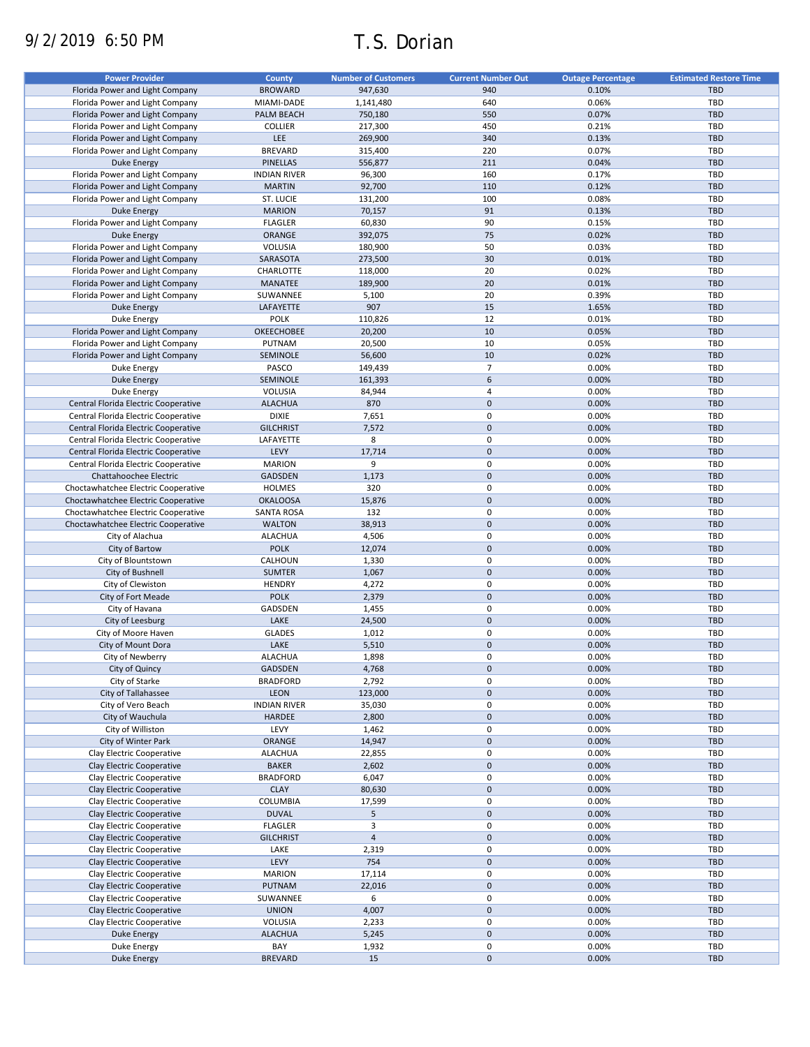# 9/2/2019 6:50 PM T.S. Dorian

| Power Provider | County | Number of Customers | Current Number Out | Outage Percentage | Estimated Restore Time |
|---|---|---|---|---|---|
| Florida Power and Light Company | BROWARD | 947,630 | 940 | 0.10% | TBD |
| Florida Power and Light Company | MIAMI-DADE | 1,141,480 | 640 | 0.06% | TBD |
| Florida Power and Light Company | PALM BEACH | 750,180 | 550 | 0.07% | TBD |
| Florida Power and Light Company | COLLIER | 217,300 | 450 | 0.21% | TBD |
| Florida Power and Light Company | LEE | 269,900 | 340 | 0.13% | TBD |
| Florida Power and Light Company | BREVARD | 315,400 | 220 | 0.07% | TBD |
| Duke Energy | PINELLAS | 556,877 | 211 | 0.04% | TBD |
| Florida Power and Light Company | INDIAN RIVER | 96,300 | 160 | 0.17% | TBD |
| Florida Power and Light Company | MARTIN | 92,700 | 110 | 0.12% | TBD |
| Florida Power and Light Company | ST. LUCIE | 131,200 | 100 | 0.08% | TBD |
| Duke Energy | MARION | 70,157 | 91 | 0.13% | TBD |
| Florida Power and Light Company | FLAGLER | 60,830 | 90 | 0.15% | TBD |
| Duke Energy | ORANGE | 392,075 | 75 | 0.02% | TBD |
| Florida Power and Light Company | VOLUSIA | 180,900 | 50 | 0.03% | TBD |
| Florida Power and Light Company | SARASOTA | 273,500 | 30 | 0.01% | TBD |
| Florida Power and Light Company | CHARLOTTE | 118,000 | 20 | 0.02% | TBD |
| Florida Power and Light Company | MANATEE | 189,900 | 20 | 0.01% | TBD |
| Florida Power and Light Company | SUWANNEE | 5,100 | 20 | 0.39% | TBD |
| Duke Energy | LAFAYETTE | 907 | 15 | 1.65% | TBD |
| Duke Energy | POLK | 110,826 | 12 | 0.01% | TBD |
| Florida Power and Light Company | OKEECHOBEE | 20,200 | 10 | 0.05% | TBD |
| Florida Power and Light Company | PUTNAM | 20,500 | 10 | 0.05% | TBD |
| Florida Power and Light Company | SEMINOLE | 56,600 | 10 | 0.02% | TBD |
| Duke Energy | PASCO | 149,439 | 7 | 0.00% | TBD |
| Duke Energy | SEMINOLE | 161,393 | 6 | 0.00% | TBD |
| Duke Energy | VOLUSIA | 84,944 | 4 | 0.00% | TBD |
| Central Florida Electric Cooperative | ALACHUA | 870 | 0 | 0.00% | TBD |
| Central Florida Electric Cooperative | DIXIE | 7,651 | 0 | 0.00% | TBD |
| Central Florida Electric Cooperative | GILCHRIST | 7,572 | 0 | 0.00% | TBD |
| Central Florida Electric Cooperative | LAFAYETTE | 8 | 0 | 0.00% | TBD |
| Central Florida Electric Cooperative | LEVY | 17,714 | 0 | 0.00% | TBD |
| Central Florida Electric Cooperative | MARION | 9 | 0 | 0.00% | TBD |
| Chattahoochee Electric | GADSDEN | 1,173 | 0 | 0.00% | TBD |
| Choctawhatchee Electric Cooperative | HOLMES | 320 | 0 | 0.00% | TBD |
| Choctawhatchee Electric Cooperative | OKALOOSA | 15,876 | 0 | 0.00% | TBD |
| Choctawhatchee Electric Cooperative | SANTA ROSA | 132 | 0 | 0.00% | TBD |
| Choctawhatchee Electric Cooperative | WALTON | 38,913 | 0 | 0.00% | TBD |
| City of Alachua | ALACHUA | 4,506 | 0 | 0.00% | TBD |
| City of Bartow | POLK | 12,074 | 0 | 0.00% | TBD |
| City of Blountstown | CALHOUN | 1,330 | 0 | 0.00% | TBD |
| City of Bushnell | SUMTER | 1,067 | 0 | 0.00% | TBD |
| City of Clewiston | HENDRY | 4,272 | 0 | 0.00% | TBD |
| City of Fort Meade | POLK | 2,379 | 0 | 0.00% | TBD |
| City of Havana | GADSDEN | 1,455 | 0 | 0.00% | TBD |
| City of Leesburg | LAKE | 24,500 | 0 | 0.00% | TBD |
| City of Moore Haven | GLADES | 1,012 | 0 | 0.00% | TBD |
| City of Mount Dora | LAKE | 5,510 | 0 | 0.00% | TBD |
| City of Newberry | ALACHUA | 1,898 | 0 | 0.00% | TBD |
| City of Quincy | GADSDEN | 4,768 | 0 | 0.00% | TBD |
| City of Starke | BRADFORD | 2,792 | 0 | 0.00% | TBD |
| City of Tallahassee | LEON | 123,000 | 0 | 0.00% | TBD |
| City of Vero Beach | INDIAN RIVER | 35,030 | 0 | 0.00% | TBD |
| City of Wauchula | HARDEE | 2,800 | 0 | 0.00% | TBD |
| City of Williston | LEVY | 1,462 | 0 | 0.00% | TBD |
| City of Winter Park | ORANGE | 14,947 | 0 | 0.00% | TBD |
| Clay Electric Cooperative | ALACHUA | 22,855 | 0 | 0.00% | TBD |
| Clay Electric Cooperative | BAKER | 2,602 | 0 | 0.00% | TBD |
| Clay Electric Cooperative | BRADFORD | 6,047 | 0 | 0.00% | TBD |
| Clay Electric Cooperative | CLAY | 80,630 | 0 | 0.00% | TBD |
| Clay Electric Cooperative | COLUMBIA | 17,599 | 0 | 0.00% | TBD |
| Clay Electric Cooperative | DUVAL | 5 | 0 | 0.00% | TBD |
| Clay Electric Cooperative | FLAGLER | 3 | 0 | 0.00% | TBD |
| Clay Electric Cooperative | GILCHRIST | 4 | 0 | 0.00% | TBD |
| Clay Electric Cooperative | LAKE | 2,319 | 0 | 0.00% | TBD |
| Clay Electric Cooperative | LEVY | 754 | 0 | 0.00% | TBD |
| Clay Electric Cooperative | MARION | 17,114 | 0 | 0.00% | TBD |
| Clay Electric Cooperative | PUTNAM | 22,016 | 0 | 0.00% | TBD |
| Clay Electric Cooperative | SUWANNEE | 6 | 0 | 0.00% | TBD |
| Clay Electric Cooperative | UNION | 4,007 | 0 | 0.00% | TBD |
| Clay Electric Cooperative | VOLUSIA | 2,233 | 0 | 0.00% | TBD |
| Duke Energy | ALACHUA | 5,245 | 0 | 0.00% | TBD |
| Duke Energy | BAY | 1,932 | 0 | 0.00% | TBD |
| Duke Energy | BREVARD | 15 | 0 | 0.00% | TBD |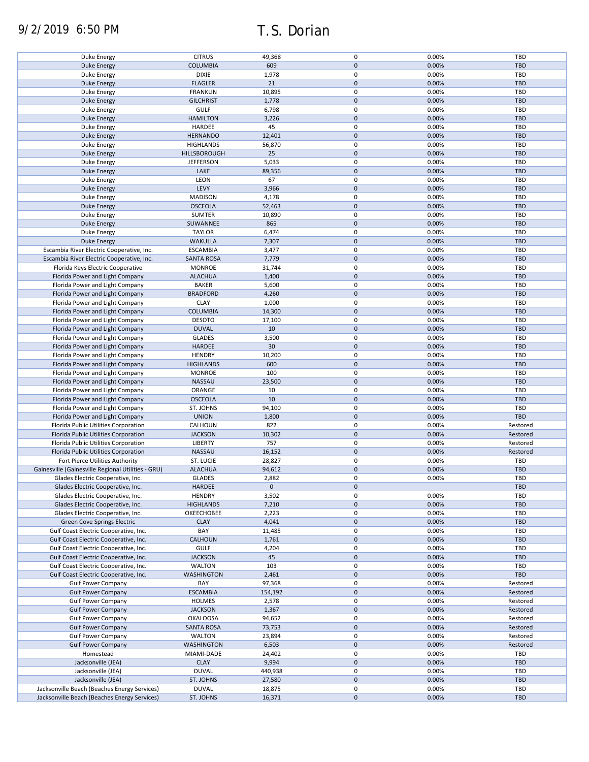9/2/2019 6:50 PM T.S. Dorian

| | | | | | |
|---|---|---|---|---|---|
| Duke Energy | CITRUS | 49,368 | 0 | 0.00% | TBD |
| Duke Energy | COLUMBIA | 609 | 0 | 0.00% | TBD |
| Duke Energy | DIXIE | 1,978 | 0 | 0.00% | TBD |
| Duke Energy | FLAGLER | 21 | 0 | 0.00% | TBD |
| Duke Energy | FRANKLIN | 10,895 | 0 | 0.00% | TBD |
| Duke Energy | GILCHRIST | 1,778 | 0 | 0.00% | TBD |
| Duke Energy | GULF | 6,798 | 0 | 0.00% | TBD |
| Duke Energy | HAMILTON | 3,226 | 0 | 0.00% | TBD |
| Duke Energy | HARDEE | 45 | 0 | 0.00% | TBD |
| Duke Energy | HERNANDO | 12,401 | 0 | 0.00% | TBD |
| Duke Energy | HIGHLANDS | 56,870 | 0 | 0.00% | TBD |
| Duke Energy | HILLSBOROUGH | 25 | 0 | 0.00% | TBD |
| Duke Energy | JEFFERSON | 5,033 | 0 | 0.00% | TBD |
| Duke Energy | LAKE | 89,356 | 0 | 0.00% | TBD |
| Duke Energy | LEON | 67 | 0 | 0.00% | TBD |
| Duke Energy | LEVY | 3,966 | 0 | 0.00% | TBD |
| Duke Energy | MADISON | 4,178 | 0 | 0.00% | TBD |
| Duke Energy | OSCEOLA | 52,463 | 0 | 0.00% | TBD |
| Duke Energy | SUMTER | 10,890 | 0 | 0.00% | TBD |
| Duke Energy | SUWANNEE | 865 | 0 | 0.00% | TBD |
| Duke Energy | TAYLOR | 6,474 | 0 | 0.00% | TBD |
| Duke Energy | WAKULLA | 7,307 | 0 | 0.00% | TBD |
| Escambia River Electric Cooperative, Inc. | ESCAMBIA | 3,477 | 0 | 0.00% | TBD |
| Escambia River Electric Cooperative, Inc. | SANTA ROSA | 7,779 | 0 | 0.00% | TBD |
| Florida Keys Electric Cooperative | MONROE | 31,744 | 0 | 0.00% | TBD |
| Florida Power and Light Company | ALACHUA | 1,400 | 0 | 0.00% | TBD |
| Florida Power and Light Company | BAKER | 5,600 | 0 | 0.00% | TBD |
| Florida Power and Light Company | BRADFORD | 4,260 | 0 | 0.00% | TBD |
| Florida Power and Light Company | CLAY | 1,000 | 0 | 0.00% | TBD |
| Florida Power and Light Company | COLUMBIA | 14,300 | 0 | 0.00% | TBD |
| Florida Power and Light Company | DESOTO | 17,100 | 0 | 0.00% | TBD |
| Florida Power and Light Company | DUVAL | 10 | 0 | 0.00% | TBD |
| Florida Power and Light Company | GLADES | 3,500 | 0 | 0.00% | TBD |
| Florida Power and Light Company | HARDEE | 30 | 0 | 0.00% | TBD |
| Florida Power and Light Company | HENDRY | 10,200 | 0 | 0.00% | TBD |
| Florida Power and Light Company | HIGHLANDS | 600 | 0 | 0.00% | TBD |
| Florida Power and Light Company | MONROE | 100 | 0 | 0.00% | TBD |
| Florida Power and Light Company | NASSAU | 23,500 | 0 | 0.00% | TBD |
| Florida Power and Light Company | ORANGE | 10 | 0 | 0.00% | TBD |
| Florida Power and Light Company | OSCEOLA | 10 | 0 | 0.00% | TBD |
| Florida Power and Light Company | ST. JOHNS | 94,100 | 0 | 0.00% | TBD |
| Florida Power and Light Company | UNION | 1,800 | 0 | 0.00% | TBD |
| Florida Public Utilities Corporation | CALHOUN | 822 | 0 | 0.00% | Restored |
| Florida Public Utilities Corporation | JACKSON | 10,302 | 0 | 0.00% | Restored |
| Florida Public Utilities Corporation | LIBERTY | 757 | 0 | 0.00% | Restored |
| Florida Public Utilities Corporation | NASSAU | 16,152 | 0 | 0.00% | Restored |
| Fort Pierce Utilities Authority | ST. LUCIE | 28,827 | 0 | 0.00% | TBD |
| Gainesville (Gainesville Regional Utilities - GRU) | ALACHUA | 94,612 | 0 | 0.00% | TBD |
| Glades Electric Cooperative, Inc. | GLADES | 2,882 | 0 | 0.00% | TBD |
| Glades Electric Cooperative, Inc. | HARDEE | 0 | 0 | | TBD |
| Glades Electric Cooperative, Inc. | HENDRY | 3,502 | 0 | 0.00% | TBD |
| Glades Electric Cooperative, Inc. | HIGHLANDS | 7,210 | 0 | 0.00% | TBD |
| Glades Electric Cooperative, Inc. | OKEECHOBEE | 2,223 | 0 | 0.00% | TBD |
| Green Cove Springs Electric | CLAY | 4,041 | 0 | 0.00% | TBD |
| Gulf Coast Electric Cooperative, Inc. | BAY | 11,485 | 0 | 0.00% | TBD |
| Gulf Coast Electric Cooperative, Inc. | CALHOUN | 1,761 | 0 | 0.00% | TBD |
| Gulf Coast Electric Cooperative, Inc. | GULF | 4,204 | 0 | 0.00% | TBD |
| Gulf Coast Electric Cooperative, Inc. | JACKSON | 45 | 0 | 0.00% | TBD |
| Gulf Coast Electric Cooperative, Inc. | WALTON | 103 | 0 | 0.00% | TBD |
| Gulf Coast Electric Cooperative, Inc. | WASHINGTON | 2,461 | 0 | 0.00% | TBD |
| Gulf Power Company | BAY | 97,368 | 0 | 0.00% | Restored |
| Gulf Power Company | ESCAMBIA | 154,192 | 0 | 0.00% | Restored |
| Gulf Power Company | HOLMES | 2,578 | 0 | 0.00% | Restored |
| Gulf Power Company | JACKSON | 1,367 | 0 | 0.00% | Restored |
| Gulf Power Company | OKALOOSA | 94,652 | 0 | 0.00% | Restored |
| Gulf Power Company | SANTA ROSA | 73,753 | 0 | 0.00% | Restored |
| Gulf Power Company | WALTON | 23,894 | 0 | 0.00% | Restored |
| Gulf Power Company | WASHINGTON | 6,503 | 0 | 0.00% | Restored |
| Homestead | MIAMI-DADE | 24,402 | 0 | 0.00% | TBD |
| Jacksonville (JEA) | CLAY | 9,994 | 0 | 0.00% | TBD |
| Jacksonville (JEA) | DUVAL | 440,938 | 0 | 0.00% | TBD |
| Jacksonville (JEA) | ST. JOHNS | 27,580 | 0 | 0.00% | TBD |
| Jacksonville Beach (Beaches Energy Services) | DUVAL | 18,875 | 0 | 0.00% | TBD |
| Jacksonville Beach (Beaches Energy Services) | ST. JOHNS | 16,371 | 0 | 0.00% | TBD |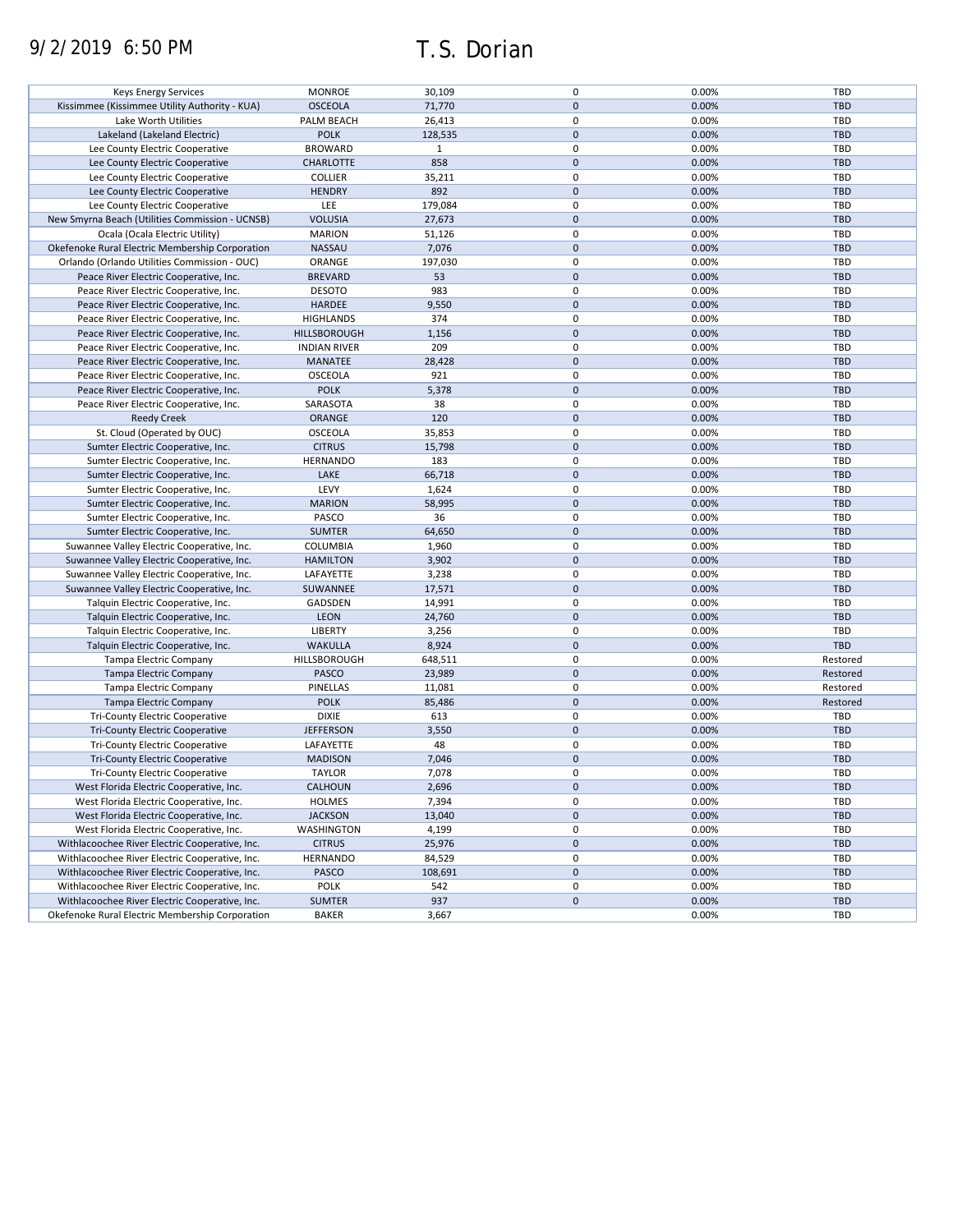9/2/2019 6:50 PM

# T.S. Dorian

| | | | | | |
|---|---|---|---|---|---|
| Keys Energy Services | MONROE | 30,109 | 0 | 0.00% | TBD |
| Kissimmee (Kissimmee Utility Authority - KUA) | OSCEOLA | 71,770 | 0 | 0.00% | TBD |
| Lake Worth Utilities | PALM BEACH | 26,413 | 0 | 0.00% | TBD |
| Lakeland (Lakeland Electric) | POLK | 128,535 | 0 | 0.00% | TBD |
| Lee County Electric Cooperative | BROWARD | 1 | 0 | 0.00% | TBD |
| Lee County Electric Cooperative | CHARLOTTE | 858 | 0 | 0.00% | TBD |
| Lee County Electric Cooperative | COLLIER | 35,211 | 0 | 0.00% | TBD |
| Lee County Electric Cooperative | HENDRY | 892 | 0 | 0.00% | TBD |
| Lee County Electric Cooperative | LEE | 179,084 | 0 | 0.00% | TBD |
| New Smyrna Beach (Utilities Commission - UCNSB) | VOLUSIA | 27,673 | 0 | 0.00% | TBD |
| Ocala (Ocala Electric Utility) | MARION | 51,126 | 0 | 0.00% | TBD |
| Okefenoke Rural Electric Membership Corporation | NASSAU | 7,076 | 0 | 0.00% | TBD |
| Orlando (Orlando Utilities Commission - OUC) | ORANGE | 197,030 | 0 | 0.00% | TBD |
| Peace River Electric Cooperative, Inc. | BREVARD | 53 | 0 | 0.00% | TBD |
| Peace River Electric Cooperative, Inc. | DESOTO | 983 | 0 | 0.00% | TBD |
| Peace River Electric Cooperative, Inc. | HARDEE | 9,550 | 0 | 0.00% | TBD |
| Peace River Electric Cooperative, Inc. | HIGHLANDS | 374 | 0 | 0.00% | TBD |
| Peace River Electric Cooperative, Inc. | HILLSBOROUGH | 1,156 | 0 | 0.00% | TBD |
| Peace River Electric Cooperative, Inc. | INDIAN RIVER | 209 | 0 | 0.00% | TBD |
| Peace River Electric Cooperative, Inc. | MANATEE | 28,428 | 0 | 0.00% | TBD |
| Peace River Electric Cooperative, Inc. | OSCEOLA | 921 | 0 | 0.00% | TBD |
| Peace River Electric Cooperative, Inc. | POLK | 5,378 | 0 | 0.00% | TBD |
| Peace River Electric Cooperative, Inc. | SARASOTA | 38 | 0 | 0.00% | TBD |
| Reedy Creek | ORANGE | 120 | 0 | 0.00% | TBD |
| St. Cloud (Operated by OUC) | OSCEOLA | 35,853 | 0 | 0.00% | TBD |
| Sumter Electric Cooperative, Inc. | CITRUS | 15,798 | 0 | 0.00% | TBD |
| Sumter Electric Cooperative, Inc. | HERNANDO | 183 | 0 | 0.00% | TBD |
| Sumter Electric Cooperative, Inc. | LAKE | 66,718 | 0 | 0.00% | TBD |
| Sumter Electric Cooperative, Inc. | LEVY | 1,624 | 0 | 0.00% | TBD |
| Sumter Electric Cooperative, Inc. | MARION | 58,995 | 0 | 0.00% | TBD |
| Sumter Electric Cooperative, Inc. | PASCO | 36 | 0 | 0.00% | TBD |
| Sumter Electric Cooperative, Inc. | SUMTER | 64,650 | 0 | 0.00% | TBD |
| Suwannee Valley Electric Cooperative, Inc. | COLUMBIA | 1,960 | 0 | 0.00% | TBD |
| Suwannee Valley Electric Cooperative, Inc. | HAMILTON | 3,902 | 0 | 0.00% | TBD |
| Suwannee Valley Electric Cooperative, Inc. | LAFAYETTE | 3,238 | 0 | 0.00% | TBD |
| Suwannee Valley Electric Cooperative, Inc. | SUWANNEE | 17,571 | 0 | 0.00% | TBD |
| Talquin Electric Cooperative, Inc. | GADSDEN | 14,991 | 0 | 0.00% | TBD |
| Talquin Electric Cooperative, Inc. | LEON | 24,760 | 0 | 0.00% | TBD |
| Talquin Electric Cooperative, Inc. | LIBERTY | 3,256 | 0 | 0.00% | TBD |
| Talquin Electric Cooperative, Inc. | WAKULLA | 8,924 | 0 | 0.00% | TBD |
| Tampa Electric Company | HILLSBOROUGH | 648,511 | 0 | 0.00% | Restored |
| Tampa Electric Company | PASCO | 23,989 | 0 | 0.00% | Restored |
| Tampa Electric Company | PINELLAS | 11,081 | 0 | 0.00% | Restored |
| Tampa Electric Company | POLK | 85,486 | 0 | 0.00% | Restored |
| Tri-County Electric Cooperative | DIXIE | 613 | 0 | 0.00% | TBD |
| Tri-County Electric Cooperative | JEFFERSON | 3,550 | 0 | 0.00% | TBD |
| Tri-County Electric Cooperative | LAFAYETTE | 48 | 0 | 0.00% | TBD |
| Tri-County Electric Cooperative | MADISON | 7,046 | 0 | 0.00% | TBD |
| Tri-County Electric Cooperative | TAYLOR | 7,078 | 0 | 0.00% | TBD |
| West Florida Electric Cooperative, Inc. | CALHOUN | 2,696 | 0 | 0.00% | TBD |
| West Florida Electric Cooperative, Inc. | HOLMES | 7,394 | 0 | 0.00% | TBD |
| West Florida Electric Cooperative, Inc. | JACKSON | 13,040 | 0 | 0.00% | TBD |
| West Florida Electric Cooperative, Inc. | WASHINGTON | 4,199 | 0 | 0.00% | TBD |
| Withlacoochee River Electric Cooperative, Inc. | CITRUS | 25,976 | 0 | 0.00% | TBD |
| Withlacoochee River Electric Cooperative, Inc. | HERNANDO | 84,529 | 0 | 0.00% | TBD |
| Withlacoochee River Electric Cooperative, Inc. | PASCO | 108,691 | 0 | 0.00% | TBD |
| Withlacoochee River Electric Cooperative, Inc. | POLK | 542 | 0 | 0.00% | TBD |
| Withlacoochee River Electric Cooperative, Inc. | SUMTER | 937 | 0 | 0.00% | TBD |
| Okefenoke Rural Electric Membership Corporation | BAKER | 3,667 | | 0.00% | TBD |